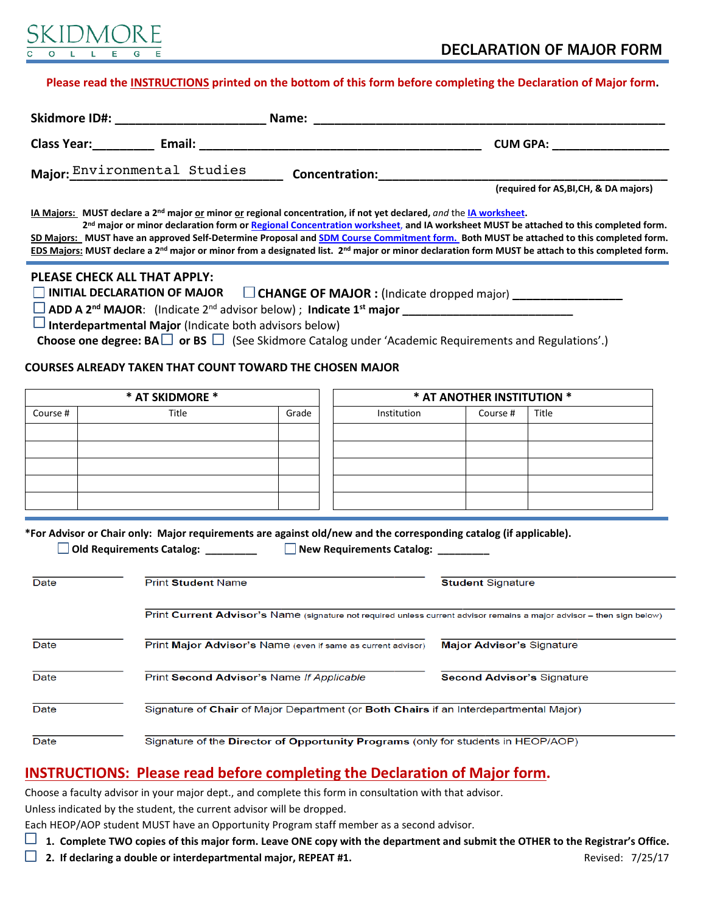SKIDMORE COLLEGE

# DECLARATION OF MAJOR FORM

**Please read the INSTRUCTIONS printed on the bottom of this form before completing the Declaration of Major form.**

**Skidmore ID#:** ______________________ **Name:** ____________________________________________________

**Class Year:**_________ **Email:** __________________________________________ **CUM GPA:** _________________

**Major:** Environmental Studies **Concentration:**_______________________________________________

**(required for AS,BI,CH, & DA majors)**

**IA Majors:** MUST declare a 2nd major or minor or regional concentration, if not yet declared, *and* the IA worksheet.
2nd major or minor declaration form or Regional Concentration worksheet, and IA worksheet MUST be attached to this completed form.
**SD Majors:** MUST have an approved Self-Determine Proposal and SDM Course Commitment form. Both MUST be attached to this completed form.
**EDS Majors:** MUST declare a 2nd major or minor from a designated list. 2nd major or minor declaration form MUST be attach to this completed form.

## PLEASE CHECK ALL THAT APPLY:

☐ **INITIAL DECLARATION OF MAJOR** ☐ **CHANGE OF MAJOR :** (Indicate dropped major) _________________

☐ **ADD A 2nd MAJOR**: (Indicate 2nd advisor below) ; **Indicate 1st major** ___________________________

☐ **Interdepartmental Major** (Indicate both advisors below)

**Choose one degree: BA** ☐ **or BS** ☐ (See Skidmore Catalog under 'Academic Requirements and Regulations'.)

## COURSES ALREADY TAKEN THAT COUNT TOWARD THE CHOSEN MAJOR

| * AT SKIDMORE * | | |
|---|---|---|
| Course # | Title | Grade |
| | | |
| | | |
| | | |
| | | |
| | | |

| * AT ANOTHER INSTITUTION * | | |
|---|---|---|
| Institution | Course # | Title |
| | | |
| | | |
| | | |
| | | |
| | | |

**\*For Advisor or Chair only: Major requirements are against old/new and the corresponding catalog (if applicable).**

☐ **Old Requirements Catalog:** _________ ☐ **New Requirements Catalog:** _________

| | | |
|---|---|---|
| Date | Print **Student** Name | **Student** Signature |
| | Print **Current Advisor's** Name (signature not required unless current advisor remains a major advisor – then sign below) | |
| Date | Print **Major Advisor's** Name (even if same as current advisor) | **Major Advisor's** Signature |
| Date | Print **Second Advisor's** Name *If Applicable* | **Second Advisor's** Signature |
| Date | Signature of **Chair** of Major Department (or **Both Chairs** if an Interdepartmental Major) | |
| Date | Signature of the **Director of Opportunity Programs** (only for students in HEOP/AOP) | |

## INSTRUCTIONS: Please read before completing the Declaration of Major form.

Choose a faculty advisor in your major dept., and complete this form in consultation with that advisor.

Unless indicated by the student, the current advisor will be dropped.

Each HEOP/AOP student MUST have an Opportunity Program staff member as a second advisor.

☐ **1. Complete TWO copies of this major form. Leave ONE copy with the department and submit the OTHER to the Registrar's Office.**

☐ **2. If declaring a double or interdepartmental major, REPEAT #1.**

Revised: 7/25/17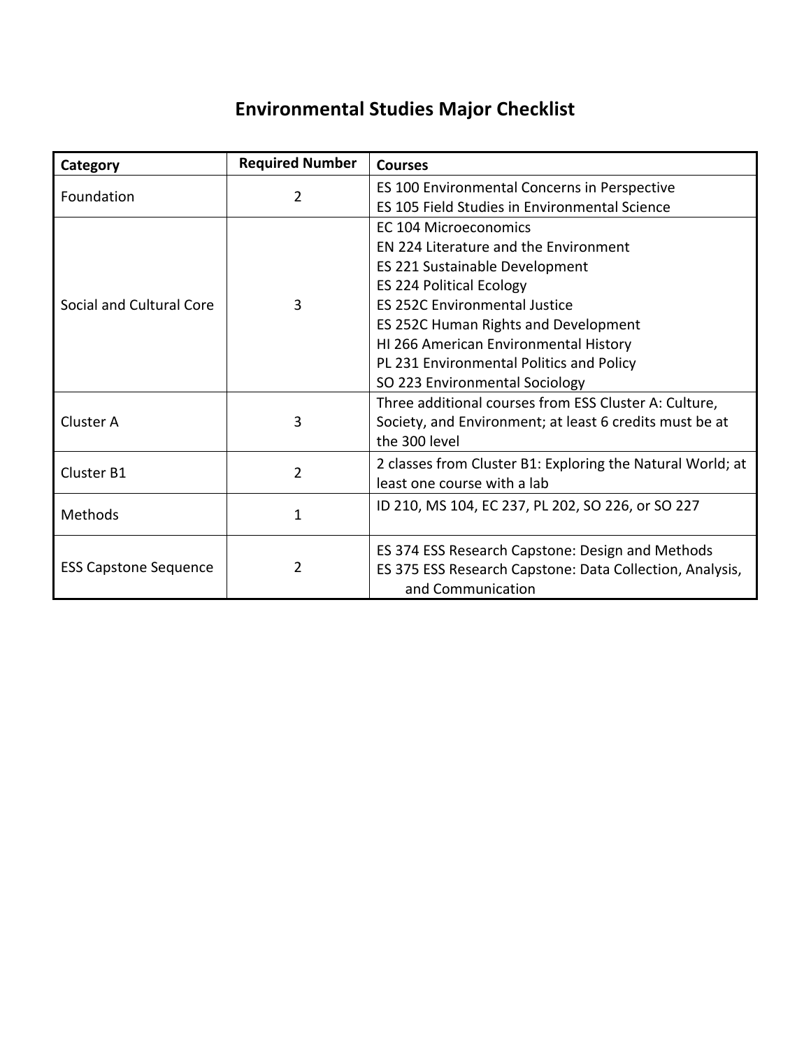# Environmental Studies Major Checklist

| Category | Required Number | Courses |
|---|---|---|
| Foundation | 2 | ES 100 Environmental Concerns in Perspective<br>ES 105 Field Studies in Environmental Science |
| Social and Cultural Core | 3 | EC 104 Microeconomics<br>EN 224 Literature and the Environment<br>ES 221 Sustainable Development<br>ES 224 Political Ecology<br>ES 252C Environmental Justice<br>ES 252C Human Rights and Development<br>HI 266 American Environmental History<br>PL 231 Environmental Politics and Policy<br>SO 223 Environmental Sociology |
| Cluster A | 3 | Three additional courses from ESS Cluster A: Culture, Society, and Environment; at least 6 credits must be at the 300 level |
| Cluster B1 | 2 | 2 classes from Cluster B1: Exploring the Natural World; at least one course with a lab |
| Methods | 1 | ID 210, MS 104, EC 237, PL 202, SO 226, or SO 227 |
| ESS Capstone Sequence | 2 | ES 374 ESS Research Capstone: Design and Methods<br>ES 375 ESS Research Capstone: Data Collection, Analysis, and Communication |